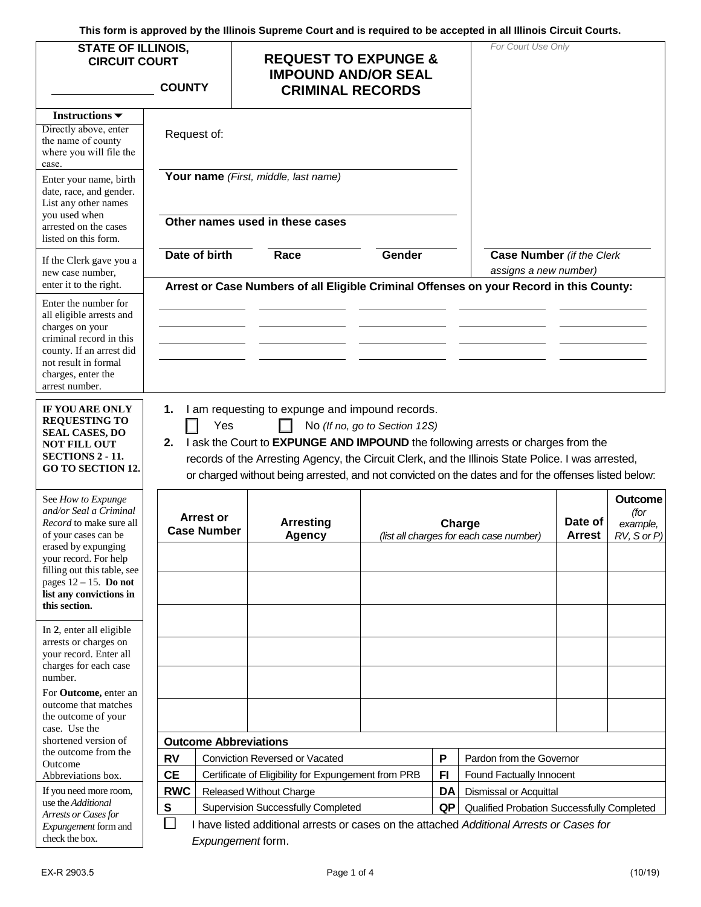This form is approved by the Illinois Supreme Court and is required to be accepted in all Illinois Circuit Courts.

**STATE OF ILLINOIS,**
**CIRCUIT COURT**

______________ **COUNTY**

# REQUEST TO EXPUNGE & IMPOUND AND/OR SEAL CRIMINAL RECORDS

*For Court Use Only*

**Instructions ▼**

Directly above, enter the name of county where you will file the case.

Request of:

______________________________

Enter your name, birth date, race, and gender. List any other names you used when arrested on the cases listed on this form.

**Your name** *(First, middle, last name)*

______________________________

**Other names used in these cases**

______________ ______________ ______________

**Date of birth** **Race** **Gender**

If the Clerk gave you a new case number, enter it to the right.

______________________________

**Case Number** *(if the Clerk assigns a new number)*

Enter the number for all eligible arrests and charges on your criminal record in this county. If an arrest did not result in formal charges, enter the arrest number.

**Arrest or Case Numbers of all Eligible Criminal Offenses on your Record in this County:**

______________ ______________ ______________ ______________ ______________
______________ ______________ ______________ ______________ ______________
______________ ______________ ______________ ______________ ______________
______________ ______________ ______________ ______________ ______________

**IF YOU ARE ONLY REQUESTING TO SEAL CASES, DO NOT FILL OUT SECTIONS 2 - 11. GO TO SECTION 12.**

**1.** I am requesting to expunge and impound records.

☐ Yes ☐ No *(If no, go to Section 12S)*

**2.** I ask the Court to **EXPUNGE AND IMPOUND** the following arrests or charges from the records of the Arresting Agency, the Circuit Clerk, and the Illinois State Police. I was arrested, or charged without being arrested, and not convicted on the dates and for the offenses listed below:

See *How to Expunge and/or Seal a Criminal Record* to make sure all of your cases can be erased by expunging your record. For help filling out this table, see pages 12 – 15. **Do not list any convictions in this section.**

In **2**, enter all eligible arrests or charges on your record. Enter all charges for each case number.

For **Outcome,** enter an outcome that matches the outcome of your case. Use the shortened version of the outcome from the Outcome Abbreviations box.

| Arrest or Case Number | Arresting Agency | Charge *(list all charges for each case number)* | Date of Arrest | Outcome *(for example, RV, S or P)* |
|---|---|---|---|---|
| | | | | |
| | | | | |
| | | | | |
| | | | | |
| | | | | |
| | | | | |

**Outcome Abbreviations**

| | | | |
|---|---|---|---|
| **RV** | Conviction Reversed or Vacated | **P** | Pardon from the Governor |
| **CE** | Certificate of Eligibility for Expungement from PRB | **FI** | Found Factually Innocent |
| **RWC** | Released Without Charge | **DA** | Dismissal or Acquittal |
| **S** | Supervision Successfully Completed | **QP** | Qualified Probation Successfully Completed |

If you need more room, use the *Additional Arrests or Cases for Expungement* form and check the box.

☐ I have listed additional arrests or cases on the attached *Additional Arrests or Cases for Expungement* form.

EX-R 2903.5 (10/19)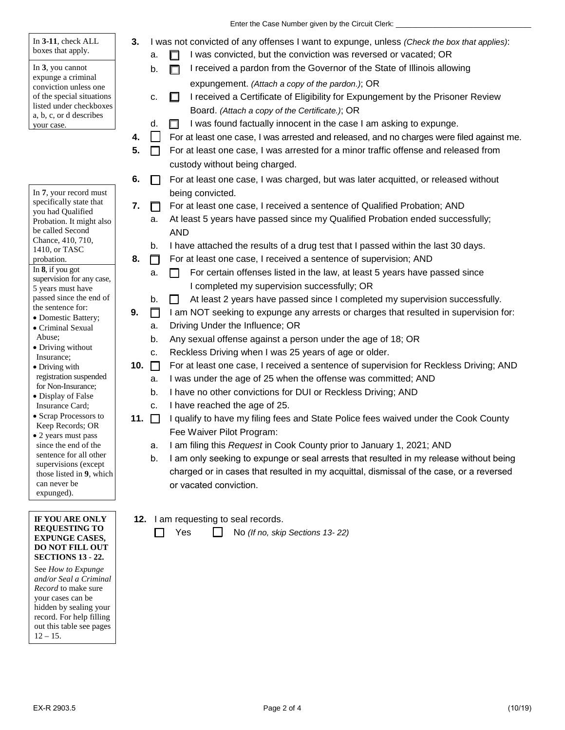Enter the Case Number given by the Circuit Clerk: _______________________________

In **3-11**, check ALL boxes that apply.

In **3**, you cannot expunge a criminal conviction unless one of the special situations listed under checkboxes a, b, c, or d describes your case.

**3.** I was not convicted of any offenses I want to expunge, unless *(Check the box that applies)*:

- a. ☐ I was convicted, but the conviction was reversed or vacated; OR
- b. ☐ I received a pardon from the Governor of the State of Illinois allowing expungement. *(Attach a copy of the pardon.)*; OR
- c. ☐ I received a Certificate of Eligibility for Expungement by the Prisoner Review Board. *(Attach a copy of the Certificate.)*; OR
- d. ☐ I was found factually innocent in the case I am asking to expunge.

**4.** ☐ For at least one case, I was arrested and released, and no charges were filed against me.

**5.** ☐ For at least one case, I was arrested for a minor traffic offense and released from custody without being charged.

**6.** ☐ For at least one case, I was charged, but was later acquitted, or released without being convicted.

In **7**, your record must specifically state that you had Qualified Probation. It might also be called Second Chance, 410, 710, 1410, or TASC probation.

**7.** ☐ For at least one case, I received a sentence of Qualified Probation; AND

- a. At least 5 years have passed since my Qualified Probation ended successfully; AND
- b. I have attached the results of a drug test that I passed within the last 30 days.

In **8**, if you got supervision for any case, 5 years must have passed since the end of the sentence for:

- Domestic Battery;
- Criminal Sexual Abuse;
- Driving without Insurance;
- Driving with registration suspended for Non-Insurance;
- Display of False Insurance Card;
- Scrap Processors to Keep Records; OR
- 2 years must pass since the end of the sentence for all other supervisions (except those listed in **9**, which can never be expunged).

**8.** ☐ For at least one case, I received a sentence of supervision; AND

- a. ☐ For certain offenses listed in the law, at least 5 years have passed since I completed my supervision successfully; OR
- b. ☐ At least 2 years have passed since I completed my supervision successfully.

**9.** ☐ I am NOT seeking to expunge any arrests or charges that resulted in supervision for:

- a. Driving Under the Influence; OR
- b. Any sexual offense against a person under the age of 18; OR
- c. Reckless Driving when I was 25 years of age or older.

**10.** ☐ For at least one case, I received a sentence of supervision for Reckless Driving; AND

- a. I was under the age of 25 when the offense was committed; AND
- b. I have no other convictions for DUI or Reckless Driving; AND
- c. I have reached the age of 25.

**11.** ☐ I qualify to have my filing fees and State Police fees waived under the Cook County Fee Waiver Pilot Program:

- a. I am filing this *Request* in Cook County prior to January 1, 2021; AND
- b. I am only seeking to expunge or seal arrests that resulted in my release without being charged or in cases that resulted in my acquittal, dismissal of the case, or a reversed or vacated conviction.

**IF YOU ARE ONLY REQUESTING TO EXPUNGE CASES, DO NOT FILL OUT SECTIONS 13 - 22.**

See *How to Expunge and/or Seal a Criminal Record* to make sure your cases can be hidden by sealing your record. For help filling out this table see pages 12 – 15.

**12.** I am requesting to seal records.

☐ Yes ☐ No *(If no, skip Sections 13- 22)*

EX-R 2903.5 (10/19)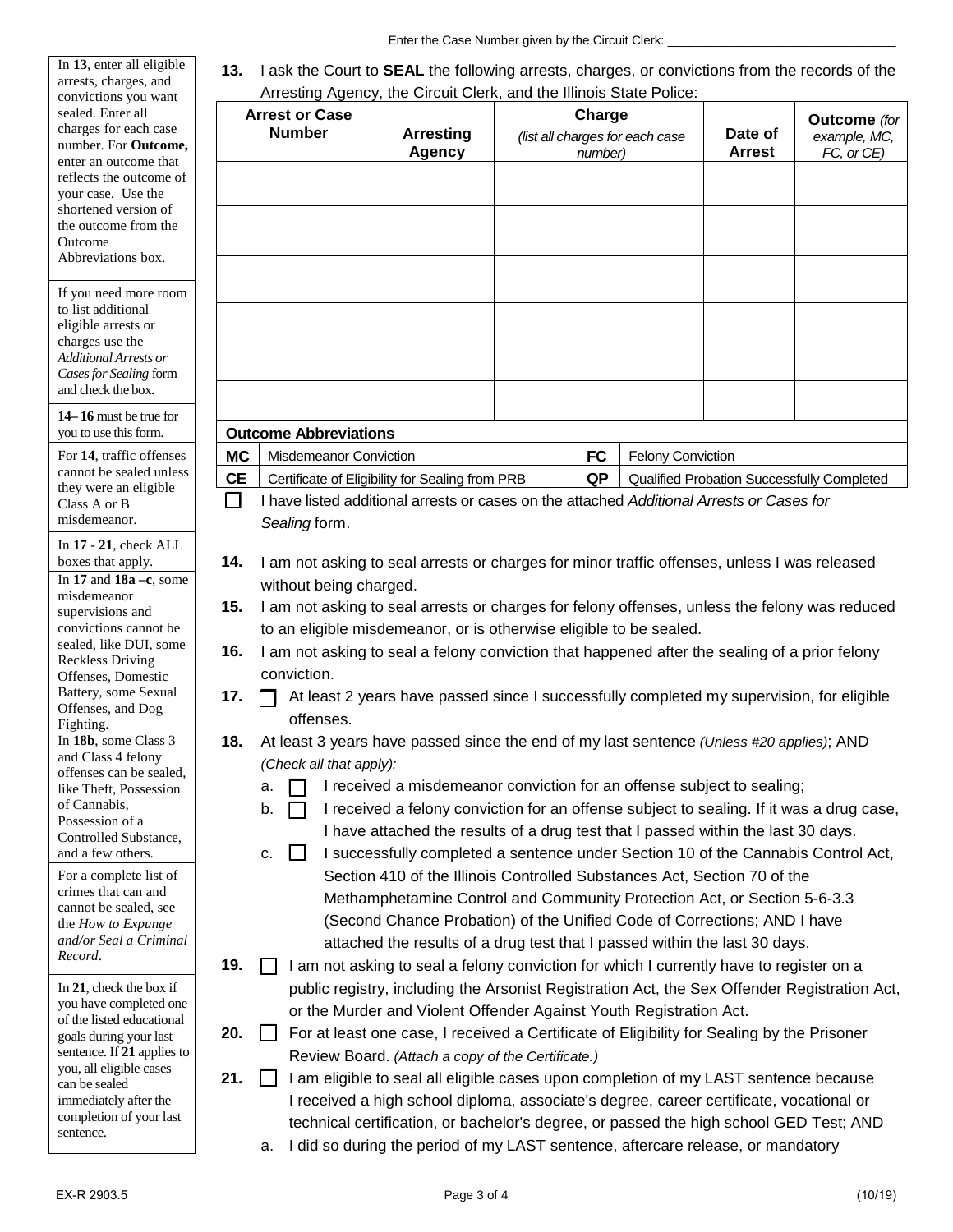Enter the Case Number given by the Circuit Clerk: ________________________________

In **13**, enter all eligible arrests, charges, and convictions you want sealed. Enter all charges for each case number. For **Outcome,** enter an outcome that reflects the outcome of your case. Use the shortened version of the outcome from the Outcome Abbreviations box.

If you need more room to list additional eligible arrests or charges use the *Additional Arrests or Cases for Sealing* form and check the box.

**14– 16** must be true for you to use this form.

For **14**, traffic offenses cannot be sealed unless they were an eligible Class A or B misdemeanor.

In **17** - **21**, check ALL boxes that apply.

In **17** and **18a –c**, some misdemeanor supervisions and convictions cannot be sealed, like DUI, some Reckless Driving Offenses, Domestic Battery, some Sexual Offenses, and Dog Fighting.

In **18b**, some Class 3 and Class 4 felony offenses can be sealed, like Theft, Possession of Cannabis, Possession of a Controlled Substance, and a few others.

For a complete list of crimes that can and cannot be sealed, see the *How to Expunge and/or Seal a Criminal Record*.

In **21**, check the box if you have completed one of the listed educational goals during your last sentence. If **21** applies to you, all eligible cases can be sealed immediately after the completion of your last sentence.

**13.** I ask the Court to **SEAL** the following arrests, charges, or convictions from the records of the Arresting Agency, the Circuit Clerk, and the Illinois State Police:

| Arrest or Case Number | Arresting Agency | Charge *(list all charges for each case number)* | Date of Arrest | Outcome *(for example, MC, FC, or CE)* |
|---|---|---|---|---|
| | | | | |
| | | | | |
| | | | | |
| | | | | |
| | | | | |
| | | | | |

**Outcome Abbreviations**

| | | | |
|---|---|---|---|
| **MC** | Misdemeanor Conviction | **FC** | Felony Conviction |
| **CE** | Certificate of Eligibility for Sealing from PRB | **QP** | Qualified Probation Successfully Completed |

☐ I have listed additional arrests or cases on the attached *Additional Arrests or Cases for Sealing* form.

**14.** I am not asking to seal arrests or charges for minor traffic offenses, unless I was released without being charged.

**15.** I am not asking to seal arrests or charges for felony offenses, unless the felony was reduced to an eligible misdemeanor, or is otherwise eligible to be sealed.

**16.** I am not asking to seal a felony conviction that happened after the sealing of a prior felony conviction.

**17.** ☐ At least 2 years have passed since I successfully completed my supervision, for eligible offenses.

**18.** At least 3 years have passed since the end of my last sentence *(Unless #20 applies)*; AND *(Check all that apply):*

a. ☐ I received a misdemeanor conviction for an offense subject to sealing;

b. ☐ I received a felony conviction for an offense subject to sealing. If it was a drug case, I have attached the results of a drug test that I passed within the last 30 days.

c. ☐ I successfully completed a sentence under Section 10 of the Cannabis Control Act, Section 410 of the Illinois Controlled Substances Act, Section 70 of the Methamphetamine Control and Community Protection Act, or Section 5-6-3.3 (Second Chance Probation) of the Unified Code of Corrections; AND I have attached the results of a drug test that I passed within the last 30 days.

**19.** ☐ I am not asking to seal a felony conviction for which I currently have to register on a public registry, including the Arsonist Registration Act, the Sex Offender Registration Act, or the Murder and Violent Offender Against Youth Registration Act.

**20.** ☐ For at least one case, I received a Certificate of Eligibility for Sealing by the Prisoner Review Board. *(Attach a copy of the Certificate.)*

**21.** ☐ I am eligible to seal all eligible cases upon completion of my LAST sentence because I received a high school diploma, associate's degree, career certificate, vocational or technical certification, or bachelor's degree, or passed the high school GED Test; AND

a. I did so during the period of my LAST sentence, aftercare release, or mandatory

EX-R 2903.5 (10/19)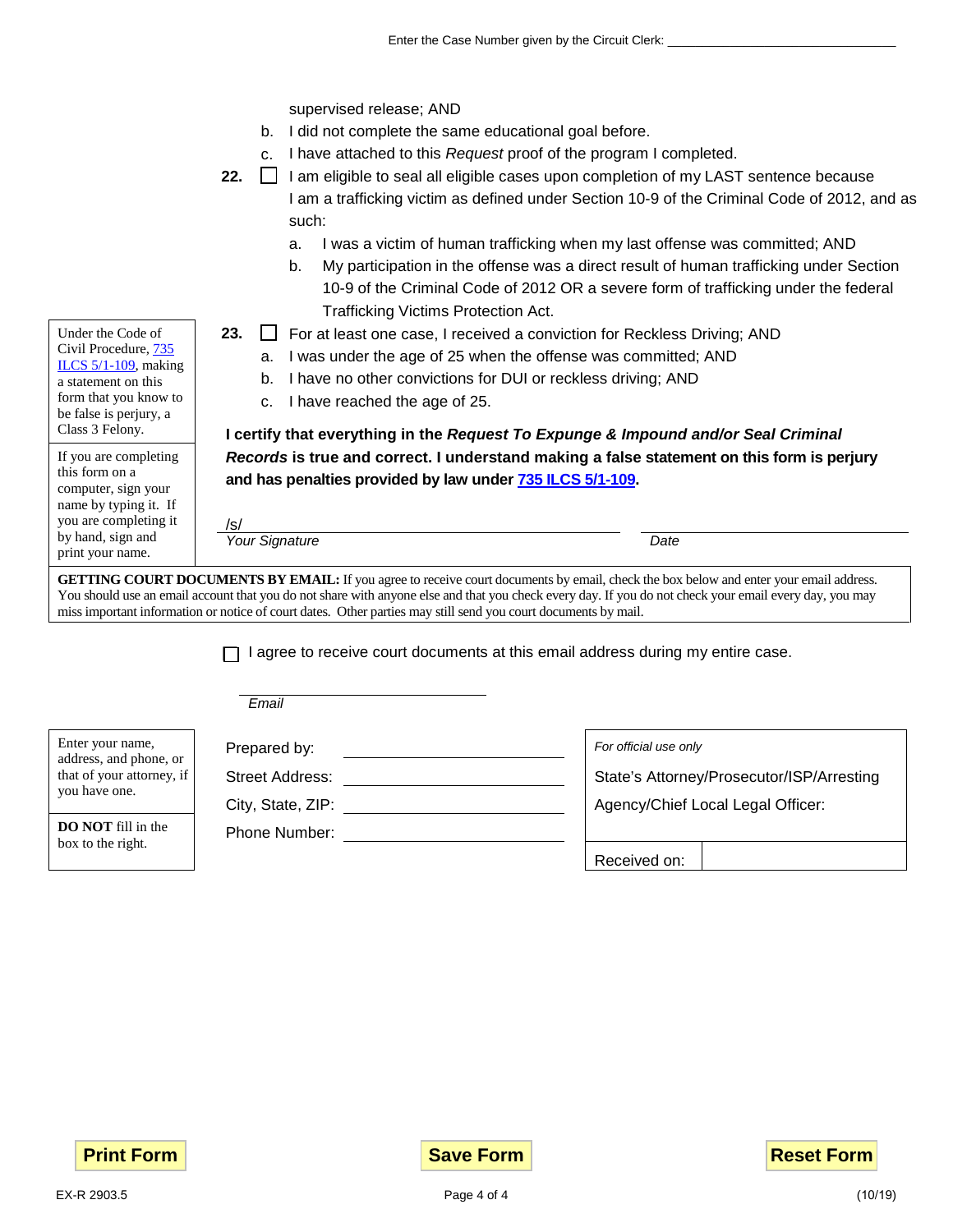Enter the Case Number given by the Circuit Clerk: _______________________________

supervised release; AND

b. I did not complete the same educational goal before.

c. I have attached to this *Request* proof of the program I completed.

**22.** ☐ I am eligible to seal all eligible cases upon completion of my LAST sentence because I am a trafficking victim as defined under Section 10-9 of the Criminal Code of 2012, and as such:

a. I was a victim of human trafficking when my last offense was committed; AND

b. My participation in the offense was a direct result of human trafficking under Section 10-9 of the Criminal Code of 2012 OR a severe form of trafficking under the federal Trafficking Victims Protection Act.

**23.** ☐ For at least one case, I received a conviction for Reckless Driving; AND

a. I was under the age of 25 when the offense was committed; AND

b. I have no other convictions for DUI or reckless driving; AND

c. I have reached the age of 25.

Under the Code of Civil Procedure, 735 ILCS 5/1-109, making a statement on this form that you know to be false is perjury, a Class 3 Felony.

**I certify that everything in the *Request To Expunge & Impound and/or Seal Criminal Records* is true and correct. I understand making a false statement on this form is perjury and has penalties provided by law under 735 ILCS 5/1-109.**

If you are completing this form on a computer, sign your name by typing it. If you are completing it by hand, sign and print your name.

/s/ _______________________________ _______________________________

*Your Signature* *Date*

**GETTING COURT DOCUMENTS BY EMAIL:** If you agree to receive court documents by email, check the box below and enter your email address. You should use an email account that you do not share with anyone else and that you check every day. If you do not check your email every day, you may miss important information or notice of court dates. Other parties may still send you court documents by mail.

☐ I agree to receive court documents at this email address during my entire case.

_______________________________

*Email*

Enter your name, address, and phone, or that of your attorney, if you have one.

**DO NOT** fill in the box to the right.

Prepared by: _______________________________

Street Address: _______________________________

City, State, ZIP: _______________________________

Phone Number: _______________________________

*For official use only*

State's Attorney/Prosecutor/ISP/Arresting Agency/Chief Local Legal Officer:

Received on:

EX-R 2903.5 (10/19)